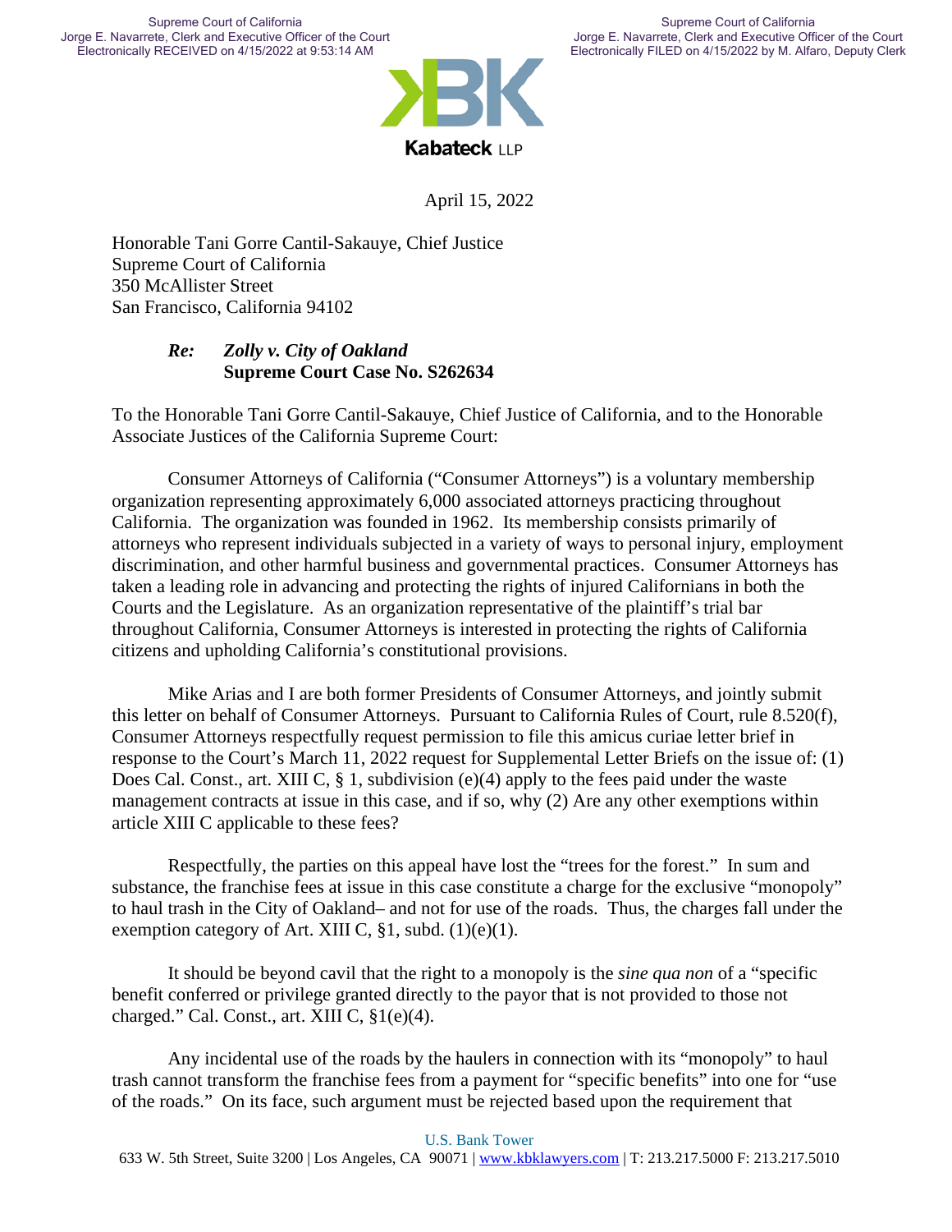Supreme Court of California
Jorge E. Navarrete, Clerk and Executive Officer of the Court
Electronically RECEIVED on 4/15/2022 at 9:53:14 AM

Supreme Court of California
Jorge E. Navarrete, Clerk and Executive Officer of the Court
Electronically FILED on 4/15/2022 by M. Alfaro, Deputy Clerk

KBK
Kabateck LLP

April 15, 2022

Honorable Tani Gorre Cantil-Sakauye, Chief Justice
Supreme Court of California
350 McAllister Street
San Francisco, California 94102

***Re: Zolly v. City of Oakland***
**Supreme Court Case No. S262634**

To the Honorable Tani Gorre Cantil-Sakauye, Chief Justice of California, and to the Honorable Associate Justices of the California Supreme Court:

Consumer Attorneys of California ("Consumer Attorneys") is a voluntary membership organization representing approximately 6,000 associated attorneys practicing throughout California. The organization was founded in 1962. Its membership consists primarily of attorneys who represent individuals subjected in a variety of ways to personal injury, employment discrimination, and other harmful business and governmental practices. Consumer Attorneys has taken a leading role in advancing and protecting the rights of injured Californians in both the Courts and the Legislature. As an organization representative of the plaintiff's trial bar throughout California, Consumer Attorneys is interested in protecting the rights of California citizens and upholding California's constitutional provisions.

Mike Arias and I are both former Presidents of Consumer Attorneys, and jointly submit this letter on behalf of Consumer Attorneys. Pursuant to California Rules of Court, rule 8.520(f), Consumer Attorneys respectfully request permission to file this amicus curiae letter brief in response to the Court's March 11, 2022 request for Supplemental Letter Briefs on the issue of: (1) Does Cal. Const., art. XIII C, § 1, subdivision (e)(4) apply to the fees paid under the waste management contracts at issue in this case, and if so, why (2) Are any other exemptions within article XIII C applicable to these fees?

Respectfully, the parties on this appeal have lost the "trees for the forest." In sum and substance, the franchise fees at issue in this case constitute a charge for the exclusive "monopoly" to haul trash in the City of Oakland– and not for use of the roads. Thus, the charges fall under the exemption category of Art. XIII C, §1, subd. (1)(e)(1).

It should be beyond cavil that the right to a monopoly is the *sine qua non* of a "specific benefit conferred or privilege granted directly to the payor that is not provided to those not charged." Cal. Const., art. XIII C, §1(e)(4).

Any incidental use of the roads by the haulers in connection with its "monopoly" to haul trash cannot transform the franchise fees from a payment for "specific benefits" into one for "use of the roads." On its face, such argument must be rejected based upon the requirement that

U.S. Bank Tower
633 W. 5th Street, Suite 3200 | Los Angeles, CA 90071 | www.kbklawyers.com | T: 213.217.5000 F: 213.217.5010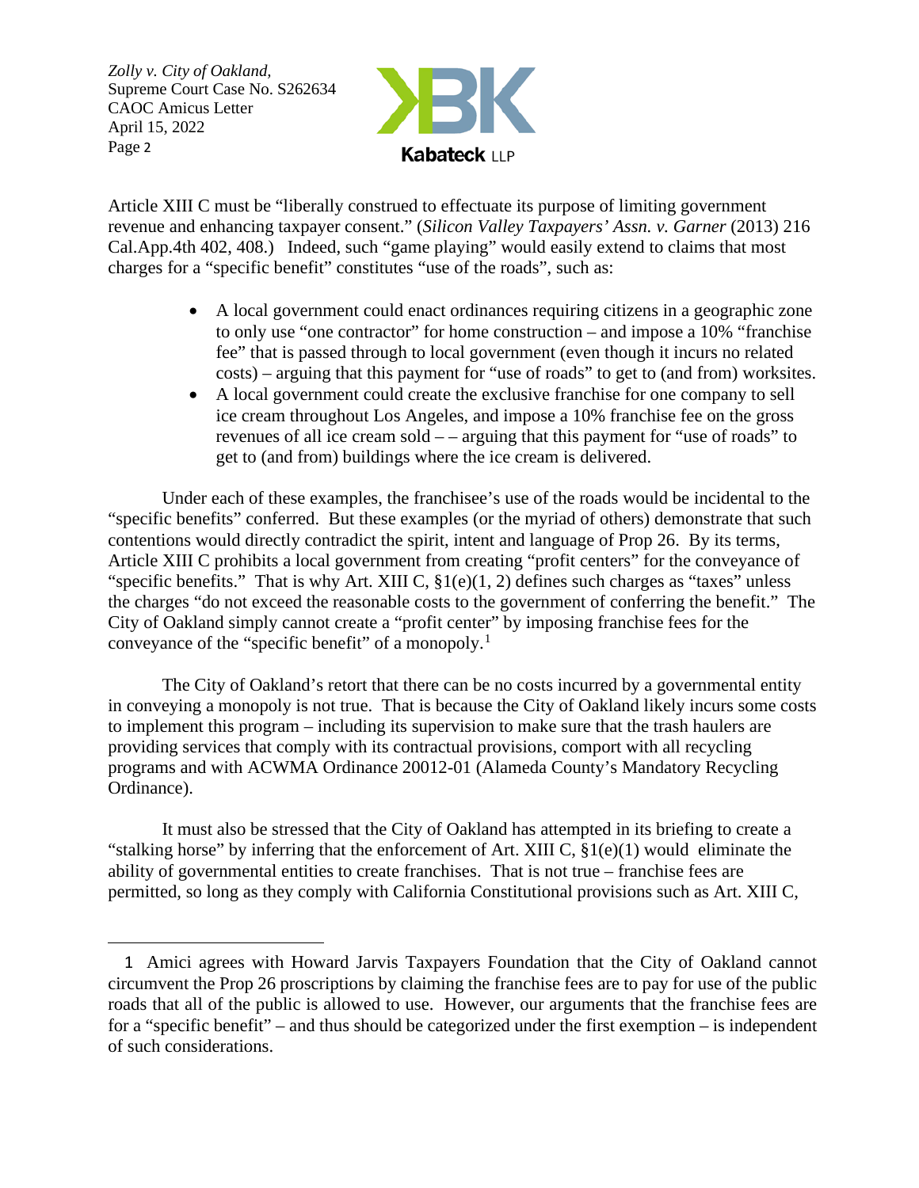Article XIII C must be "liberally construed to effectuate its purpose of limiting government revenue and enhancing taxpayer consent." (*Silicon Valley Taxpayers' Assn. v. Garner* (2013) 216 Cal.App.4th 402, 408.) Indeed, such "game playing" would easily extend to claims that most charges for a "specific benefit" constitutes "use of the roads", such as:

- A local government could enact ordinances requiring citizens in a geographic zone to only use "one contractor" for home construction – and impose a 10% "franchise fee" that is passed through to local government (even though it incurs no related costs) – arguing that this payment for "use of roads" to get to (and from) worksites.
- A local government could create the exclusive franchise for one company to sell ice cream throughout Los Angeles, and impose a 10% franchise fee on the gross revenues of all ice cream sold – – arguing that this payment for "use of roads" to get to (and from) buildings where the ice cream is delivered.

Under each of these examples, the franchisee's use of the roads would be incidental to the "specific benefits" conferred. But these examples (or the myriad of others) demonstrate that such contentions would directly contradict the spirit, intent and language of Prop 26. By its terms, Article XIII C prohibits a local government from creating "profit centers" for the conveyance of "specific benefits." That is why Art. XIII C, §1(e)(1, 2) defines such charges as "taxes" unless the charges "do not exceed the reasonable costs to the government of conferring the benefit." The City of Oakland simply cannot create a "profit center" by imposing franchise fees for the conveyance of the "specific benefit" of a monopoly.[1]

The City of Oakland's retort that there can be no costs incurred by a governmental entity in conveying a monopoly is not true. That is because the City of Oakland likely incurs some costs to implement this program – including its supervision to make sure that the trash haulers are providing services that comply with its contractual provisions, comport with all recycling programs and with ACWMA Ordinance 20012-01 (Alameda County's Mandatory Recycling Ordinance).

It must also be stressed that the City of Oakland has attempted in its briefing to create a "stalking horse" by inferring that the enforcement of Art. XIII C, §1(e)(1) would eliminate the ability of governmental entities to create franchises. That is not true – franchise fees are permitted, so long as they comply with California Constitutional provisions such as Art. XIII C,

---

[1] Amici agrees with Howard Jarvis Taxpayers Foundation that the City of Oakland cannot circumvent the Prop 26 proscriptions by claiming the franchise fees are to pay for use of the public roads that all of the public is allowed to use. However, our arguments that the franchise fees are for a "specific benefit" – and thus should be categorized under the first exemption – is independent of such considerations.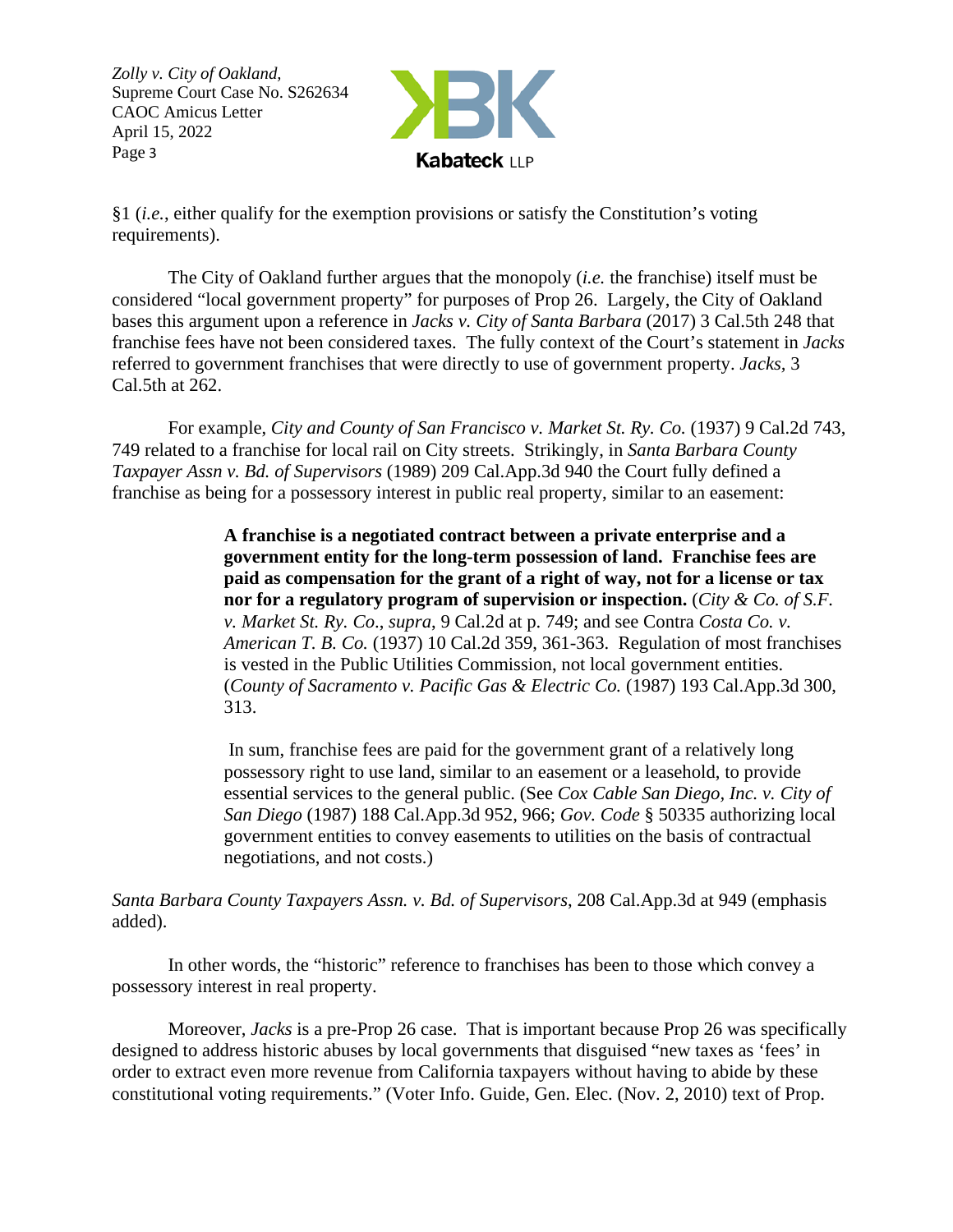§1 (*i.e.*, either qualify for the exemption provisions or satisfy the Constitution's voting requirements).

The City of Oakland further argues that the monopoly (*i.e.* the franchise) itself must be considered "local government property" for purposes of Prop 26. Largely, the City of Oakland bases this argument upon a reference in *Jacks v. City of Santa Barbara* (2017) 3 Cal.5th 248 that franchise fees have not been considered taxes. The fully context of the Court's statement in *Jacks* referred to government franchises that were directly to use of government property. *Jacks*, 3 Cal.5th at 262.

For example, *City and County of San Francisco v. Market St. Ry. Co.* (1937) 9 Cal.2d 743, 749 related to a franchise for local rail on City streets. Strikingly, in *Santa Barbara County Taxpayer Assn v. Bd. of Supervisors* (1989) 209 Cal.App.3d 940 the Court fully defined a franchise as being for a possessory interest in public real property, similar to an easement:

> **A franchise is a negotiated contract between a private enterprise and a government entity for the long-term possession of land. Franchise fees are paid as compensation for the grant of a right of way, not for a license or tax nor for a regulatory program of supervision or inspection.** (*City & Co. of S.F. v. Market St. Ry. Co*., *supra*, 9 Cal.2d at p. 749; and see Contra *Costa Co. v. American T. B. Co.* (1937) 10 Cal.2d 359, 361-363. Regulation of most franchises is vested in the Public Utilities Commission, not local government entities. (*County of Sacramento v. Pacific Gas & Electric Co.* (1987) 193 Cal.App.3d 300, 313.
>
> In sum, franchise fees are paid for the government grant of a relatively long possessory right to use land, similar to an easement or a leasehold, to provide essential services to the general public. (See *Cox Cable San Diego, Inc. v. City of San Diego* (1987) 188 Cal.App.3d 952, 966; *Gov. Code* § 50335 authorizing local government entities to convey easements to utilities on the basis of contractual negotiations, and not costs.)

*Santa Barbara County Taxpayers Assn. v. Bd. of Supervisors*, 208 Cal.App.3d at 949 (emphasis added).

In other words, the "historic" reference to franchises has been to those which convey a possessory interest in real property.

Moreover, *Jacks* is a pre-Prop 26 case. That is important because Prop 26 was specifically designed to address historic abuses by local governments that disguised "new taxes as 'fees' in order to extract even more revenue from California taxpayers without having to abide by these constitutional voting requirements." (Voter Info. Guide, Gen. Elec. (Nov. 2, 2010) text of Prop.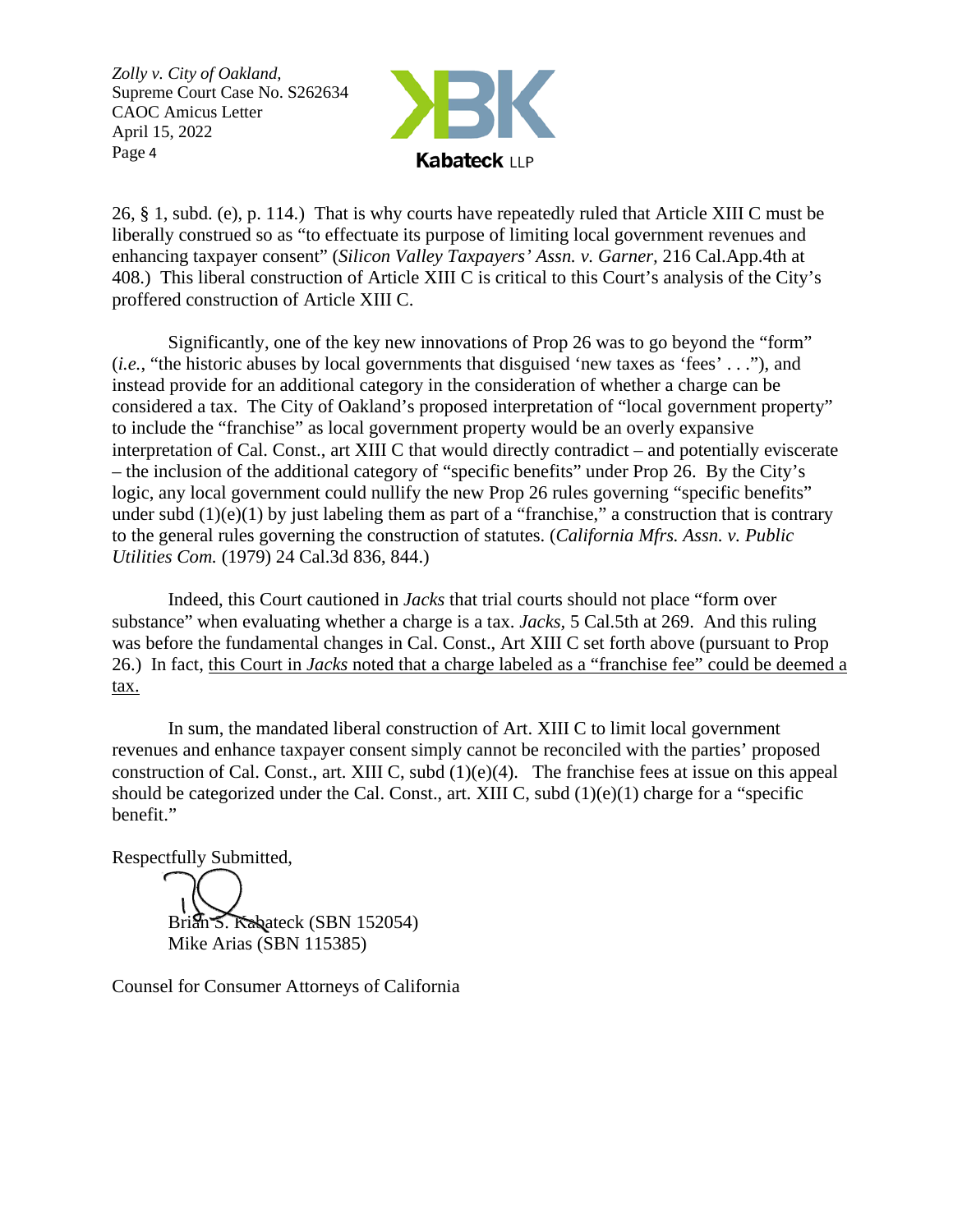26, § 1, subd. (e), p. 114.) That is why courts have repeatedly ruled that Article XIII C must be liberally construed so as "to effectuate its purpose of limiting local government revenues and enhancing taxpayer consent" (*Silicon Valley Taxpayers' Assn. v. Garner,* 216 Cal.App.4th at 408.) This liberal construction of Article XIII C is critical to this Court's analysis of the City's proffered construction of Article XIII C.

Significantly, one of the key new innovations of Prop 26 was to go beyond the "form" (*i.e.*, "the historic abuses by local governments that disguised 'new taxes as 'fees' . . ."), and instead provide for an additional category in the consideration of whether a charge can be considered a tax. The City of Oakland's proposed interpretation of "local government property" to include the "franchise" as local government property would be an overly expansive interpretation of Cal. Const., art XIII C that would directly contradict – and potentially eviscerate – the inclusion of the additional category of "specific benefits" under Prop 26. By the City's logic, any local government could nullify the new Prop 26 rules governing "specific benefits" under subd (1)(e)(1) by just labeling them as part of a "franchise," a construction that is contrary to the general rules governing the construction of statutes. (*California Mfrs. Assn. v. Public Utilities Com.* (1979) 24 Cal.3d 836, 844.)

Indeed, this Court cautioned in *Jacks* that trial courts should not place "form over substance" when evaluating whether a charge is a tax. *Jacks,* 5 Cal.5th at 269. And this ruling was before the fundamental changes in Cal. Const., Art XIII C set forth above (pursuant to Prop 26.) In fact, <u>this Court in *Jacks* noted that a charge labeled as a "franchise fee" could be deemed a tax.</u>

In sum, the mandated liberal construction of Art. XIII C to limit local government revenues and enhance taxpayer consent simply cannot be reconciled with the parties' proposed construction of Cal. Const., art. XIII C, subd (1)(e)(4). The franchise fees at issue on this appeal should be categorized under the Cal. Const., art. XIII C, subd (1)(e)(1) charge for a "specific benefit."

Respectfully Submitted,

Brian S. Kabateck (SBN 152054)
Mike Arias (SBN 115385)

Counsel for Consumer Attorneys of California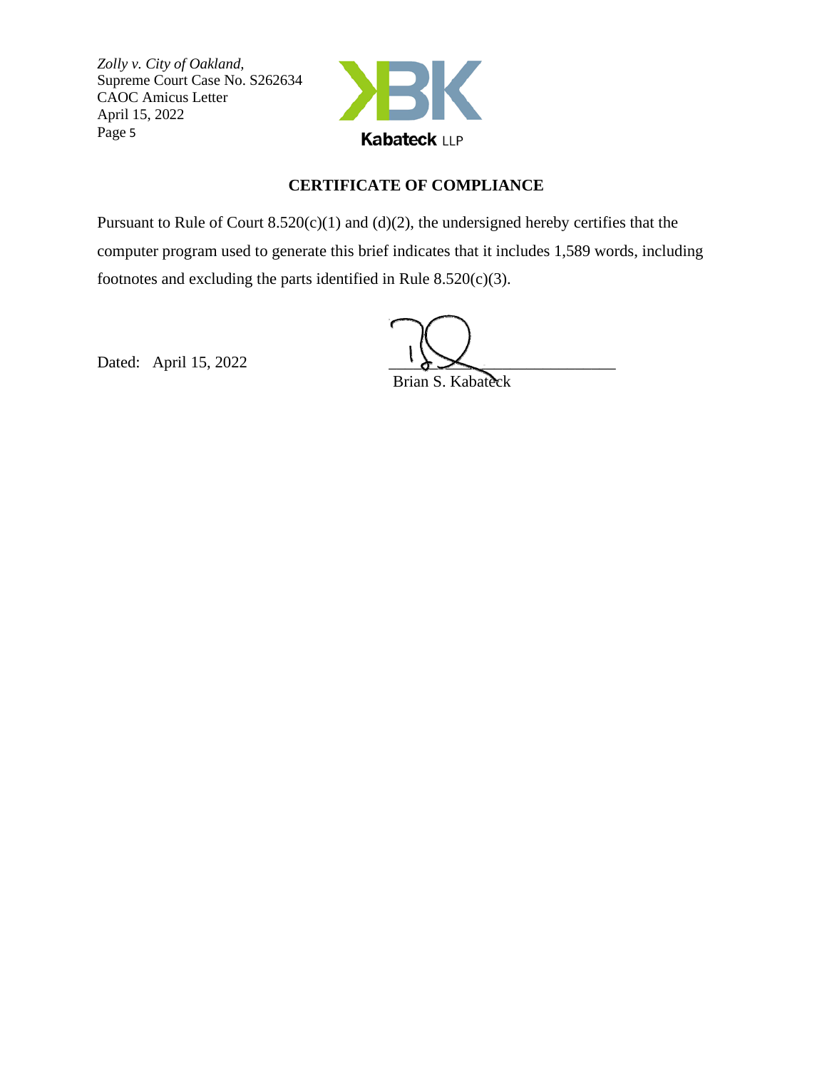## CERTIFICATE OF COMPLIANCE

Pursuant to Rule of Court 8.520(c)(1) and (d)(2), the undersigned hereby certifies that the computer program used to generate this brief indicates that it includes 1,589 words, including footnotes and excluding the parts identified in Rule 8.520(c)(3).

Dated: April 15, 2022

Brian S. Kabateck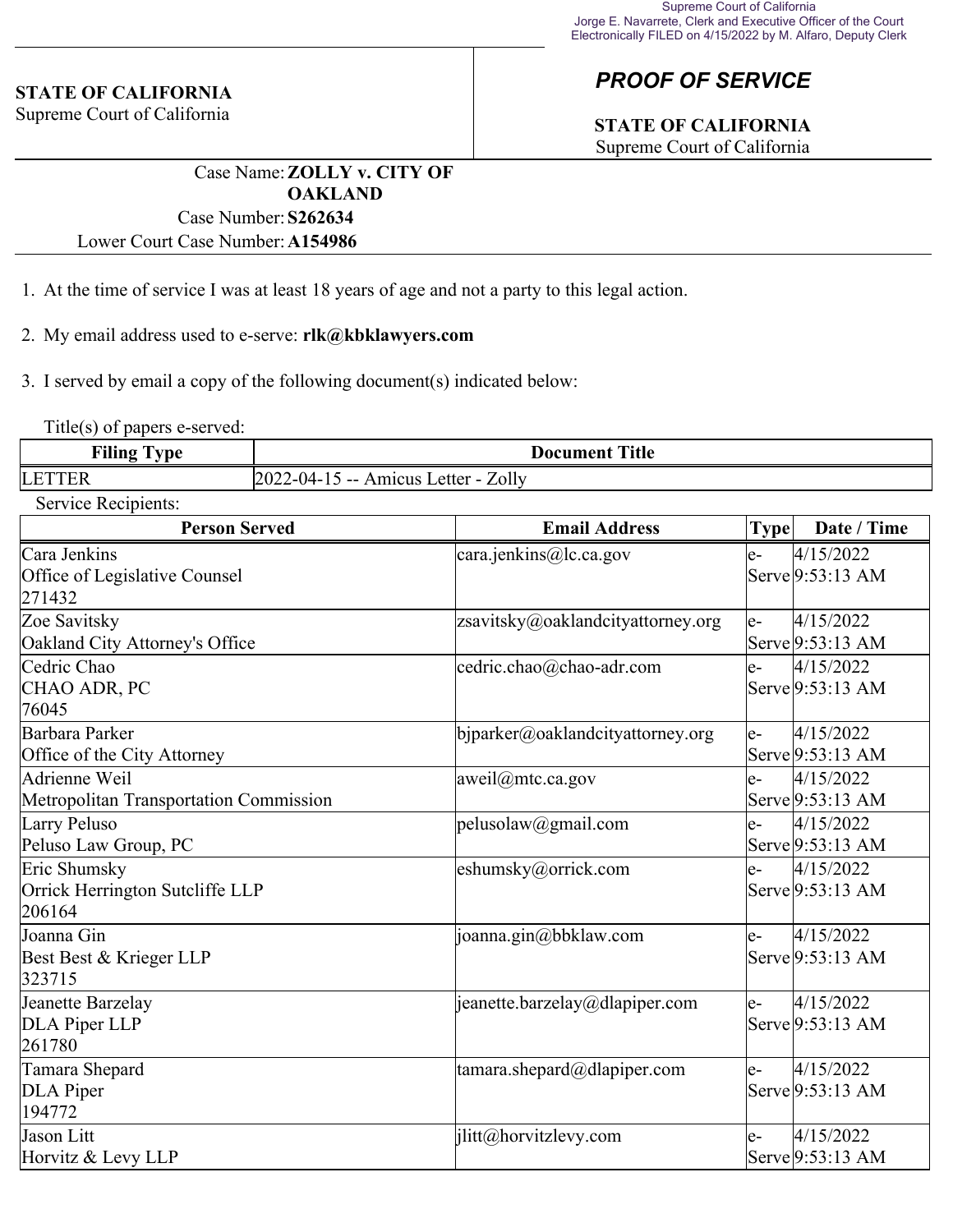Supreme Court of California
Jorge E. Navarrete, Clerk and Executive Officer of the Court
Electronically FILED on 4/15/2022 by M. Alfaro, Deputy Clerk

**STATE OF CALIFORNIA**
Supreme Court of California

## *PROOF OF SERVICE*

**STATE OF CALIFORNIA**
Supreme Court of California

Case Name: **ZOLLY v. CITY OF OAKLAND**
Case Number: **S262634**
Lower Court Case Number: **A154986**

1. At the time of service I was at least 18 years of age and not a party to this legal action.

2. My email address used to e-serve: **rlk@kbklawyers.com**

3. I served by email a copy of the following document(s) indicated below:

Title(s) of papers e-served:

| Filing Type | Document Title |
|---|---|
| LETTER | 2022-04-15 -- Amicus Letter - Zolly |

Service Recipients:

| Person Served | Email Address | Type | Date / Time |
|---|---|---|---|
| Cara Jenkins<br>Office of Legislative Counsel<br>271432 | cara.jenkins@lc.ca.gov | e-Serve | 4/15/2022 9:53:13 AM |
| Zoe Savitsky<br>Oakland City Attorney's Office | zsavitsky@oaklandcityattorney.org | e-Serve | 4/15/2022 9:53:13 AM |
| Cedric Chao<br>CHAO ADR, PC<br>76045 | cedric.chao@chao-adr.com | e-Serve | 4/15/2022 9:53:13 AM |
| Barbara Parker<br>Office of the City Attorney | bjparker@oaklandcityattorney.org | e-Serve | 4/15/2022 9:53:13 AM |
| Adrienne Weil<br>Metropolitan Transportation Commission | aweil@mtc.ca.gov | e-Serve | 4/15/2022 9:53:13 AM |
| Larry Peluso<br>Peluso Law Group, PC | pelusolaw@gmail.com | e-Serve | 4/15/2022 9:53:13 AM |
| Eric Shumsky<br>Orrick Herrington Sutcliffe LLP<br>206164 | eshumsky@orrick.com | e-Serve | 4/15/2022 9:53:13 AM |
| Joanna Gin<br>Best Best & Krieger LLP<br>323715 | joanna.gin@bbklaw.com | e-Serve | 4/15/2022 9:53:13 AM |
| Jeanette Barzelay<br>DLA Piper LLP<br>261780 | jeanette.barzelay@dlapiper.com | e-Serve | 4/15/2022 9:53:13 AM |
| Tamara Shepard<br>DLA Piper<br>194772 | tamara.shepard@dlapiper.com | e-Serve | 4/15/2022 9:53:13 AM |
| Jason Litt<br>Horvitz & Levy LLP | jlitt@horvitzlevy.com | e-Serve | 4/15/2022 9:53:13 AM |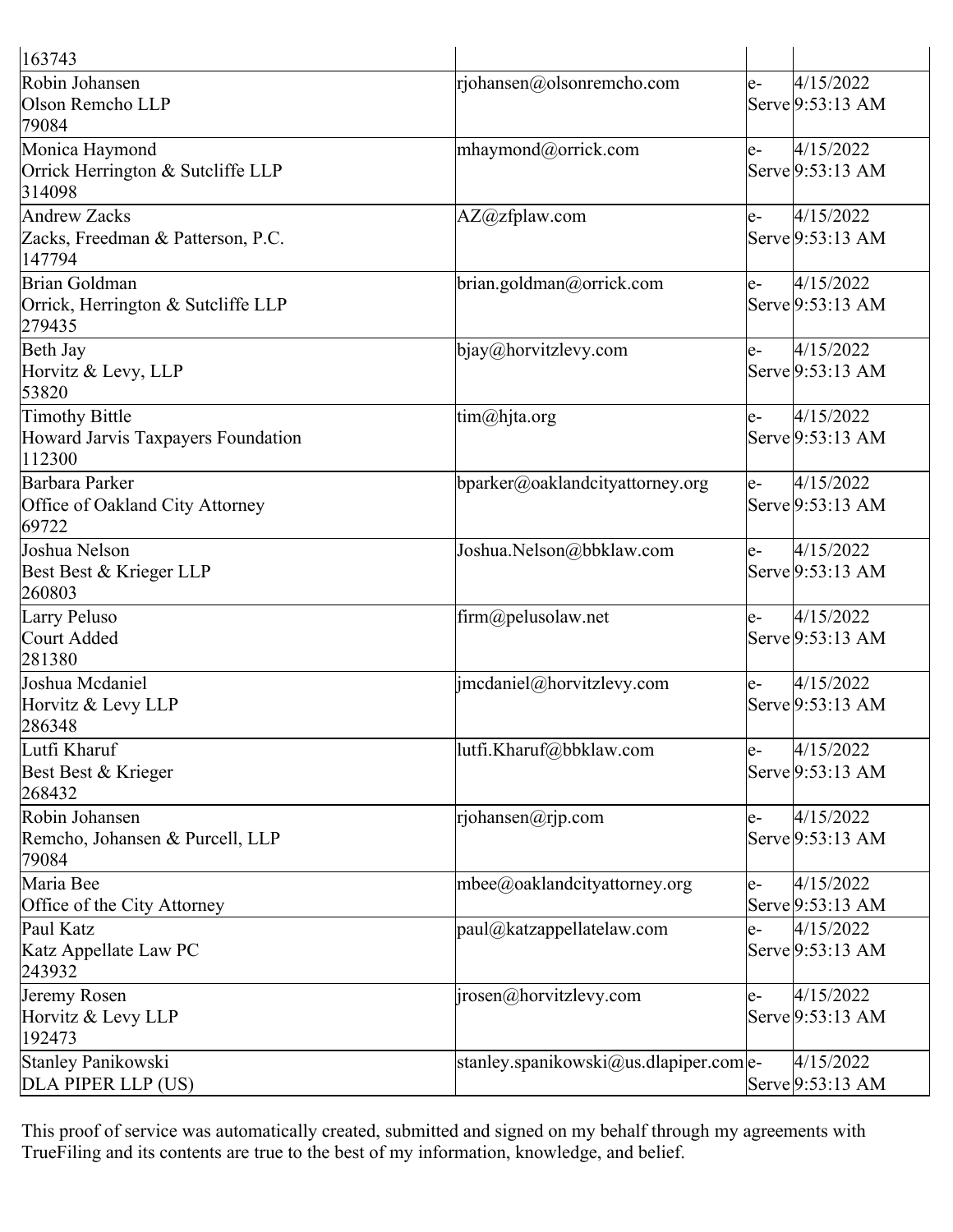| | | | |
|---|---|---|---|
| 163743 | | | |
| Robin Johansen<br>Olson Remcho LLP<br>79084 | rjohansen@olsonremcho.com | e-Serve | 4/15/2022 9:53:13 AM |
| Monica Haymond<br>Orrick Herrington & Sutcliffe LLP<br>314098 | mhaymond@orrick.com | e-Serve | 4/15/2022 9:53:13 AM |
| Andrew Zacks<br>Zacks, Freedman & Patterson, P.C.<br>147794 | AZ@zfplaw.com | e-Serve | 4/15/2022 9:53:13 AM |
| Brian Goldman<br>Orrick, Herrington & Sutcliffe LLP<br>279435 | brian.goldman@orrick.com | e-Serve | 4/15/2022 9:53:13 AM |
| Beth Jay<br>Horvitz & Levy, LLP<br>53820 | bjay@horvitzlevy.com | e-Serve | 4/15/2022 9:53:13 AM |
| Timothy Bittle<br>Howard Jarvis Taxpayers Foundation<br>112300 | tim@hjta.org | e-Serve | 4/15/2022 9:53:13 AM |
| Barbara Parker<br>Office of Oakland City Attorney<br>69722 | bparker@oaklandcityattorney.org | e-Serve | 4/15/2022 9:53:13 AM |
| Joshua Nelson<br>Best Best & Krieger LLP<br>260803 | Joshua.Nelson@bbklaw.com | e-Serve | 4/15/2022 9:53:13 AM |
| Larry Peluso<br>Court Added<br>281380 | firm@pelusolaw.net | e-Serve | 4/15/2022 9:53:13 AM |
| Joshua Mcdaniel<br>Horvitz & Levy LLP<br>286348 | jmcdaniel@horvitzlevy.com | e-Serve | 4/15/2022 9:53:13 AM |
| Lutfi Kharuf<br>Best Best & Krieger<br>268432 | lutfi.Kharuf@bbklaw.com | e-Serve | 4/15/2022 9:53:13 AM |
| Robin Johansen<br>Remcho, Johansen & Purcell, LLP<br>79084 | rjohansen@rjp.com | e-Serve | 4/15/2022 9:53:13 AM |
| Maria Bee<br>Office of the City Attorney | mbee@oaklandcityattorney.org | e-Serve | 4/15/2022 9:53:13 AM |
| Paul Katz<br>Katz Appellate Law PC<br>243932 | paul@katzappellatelaw.com | e-Serve | 4/15/2022 9:53:13 AM |
| Jeremy Rosen<br>Horvitz & Levy LLP<br>192473 | jrosen@horvitzlevy.com | e-Serve | 4/15/2022 9:53:13 AM |
| Stanley Panikowski<br>DLA PIPER LLP (US) | stanley.spanikowski@us.dlapiper.com | e-Serve | 4/15/2022 9:53:13 AM |

This proof of service was automatically created, submitted and signed on my behalf through my agreements with TrueFiling and its contents are true to the best of my information, knowledge, and belief.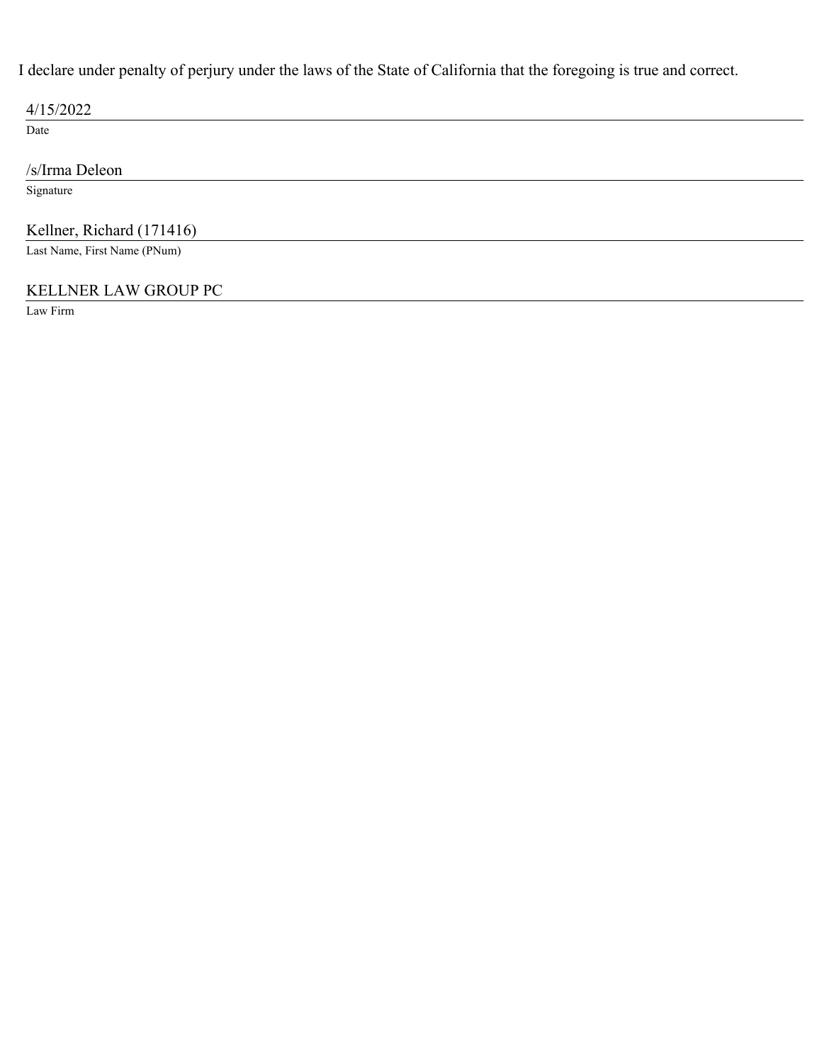I declare under penalty of perjury under the laws of the State of California that the foregoing is true and correct.

4/15/2022

Date

/s/Irma Deleon

Signature

Kellner, Richard (171416)

Last Name, First Name (PNum)

KELLNER LAW GROUP PC

Law Firm